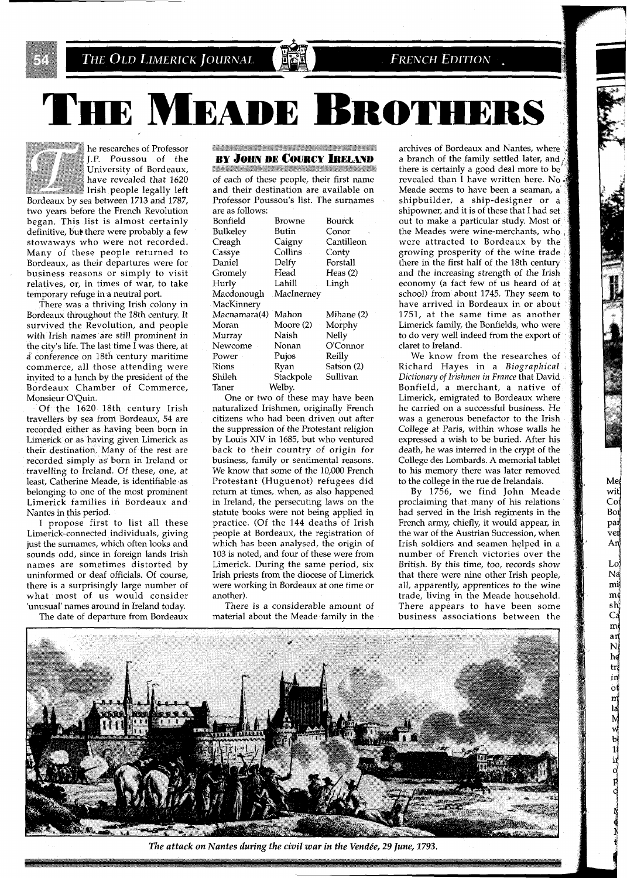# THE MEADE BROTHERS

**BY JOHN DE COURCY IRELAND**

The researches of Professor J.P. Poussou of the University of Bordeaux, have revealed that 1620 Irish people legally left Bordeaux by sea between 1713 and 1787, two years before the French Revolution began. This list is almost certainly definitive, but there were probably a few stowaways who were not recorded. Many of these people returned to Bordeaux, as their departures were for business reasons or simply to visit relatives, or, in times of war, to take temporary refuge in a neutral port.

There was a thriving Irish colony in Bordeaux throughout the 18th century. It survived the Revolution, and people with Irish names are still prominent in the city's life. The last time I was there, at a conference on 18th century maritime commerce, all those attending were invited to a lunch by the president of the Bordeaux Chamber of Commerce, Monsieur O'Quin.

Of the 1620 18th century Irish travellers by sea from Bordeaux, 54 are recorded either as having been born in Limerick or as having given Limerick as their destination. Many of the rest are recorded simply as born in Ireland or travelling to Ireland. Of these, one, at least, Catherine Meade, is identifiable as belonging to one of the most prominent Limerick families in Bordeaux and Nantes in this period.

I propose first to list all these Limerick-connected individuals, giving just the surnames, which often looks and sounds odd, since in foreign lands Irish names are sometimes distorted by uninformed or deaf officials. Of course, there is a surprisingly large number of what most of us would consider 'unusual' names around in Ireland today.

The date of departure from Bordeaux of each of these people, their first name and their destination are available on Professor Poussou's list. The surnames are as follows:

| | | |
|---|---|---|
| Bonfield | Browne | Bourck |
| Bulkeley | Butin | Conor |
| Creagh | Caigny | Cantilleon |
| Cassye | Collins | Conty |
| Daniel | Delfy | Forstall |
| Gromely | Head | Heas (2) |
| Hurly | Lahill | Lingh |
| Macdonough | MacInerney | |
| MacKinnery | | |
| Macnamara(4) | Mahon | Mihane (2) |
| Moran | Moore (2) | Morphy |
| Murray | Naish | Nelly |
| Newcome | Nonan | O'Connor |
| Power | Pujos | Reilly |
| Rions | Ryan | Satson (2) |
| Shileh | Stackpole | Sullivan |
| Taner | Welby. | |

One or two of these may have been naturalized Irishmen, originally French citizens who had been driven out after the suppression of the Protestant religion by Louis XIV in 1685, but who ventured back to their country of origin for business, family or sentimental reasons. We know that some of the 10,000 French Protestant (Huguenot) refugees did return at times, when, as also happened in Ireland, the persecuting laws on the statute books were not being applied in practice. (Of the 144 deaths of Irish people at Bordeaux, the registration of which has been analysed, the origin of 103 is noted, and four of these were from Limerick. During the same period, six Irish priests from the diocese of Limerick were working in Bordeaux at one time or another).

There is a considerable amount of material about the Meade family in the archives of Bordeaux and Nantes, where a branch of the family settled later, and there is certainly a good deal more to be revealed than I have written here. No Meade seems to have been a seaman, a shipbuilder, a ship-designer or a shipowner, and it is of these that I had set out to make a particular study. Most of the Meades were wine-merchants, who were attracted to Bordeaux by the growing prosperity of the wine trade there in the first half of the 18th century and the increasing strength of the Irish economy (a fact few of us heard of at school) from about 1745. They seem to have arrived in Bordeaux in or about 1751, at the same time as another Limerick family, the Bonfields, who were to do very well indeed from the export of claret to Ireland.

We know from the researches of Richard Hayes in a *Biographical Dictionary of Irishmen in France* that David Bonfield, a merchant, a native of Limerick, emigrated to Bordeaux where he carried on a successful business. He was a generous benefactor to the Irish College at Paris, within whose walls he expressed a wish to be buried. After his death, he was interred in the crypt of the College des Lombards. A memorial tablet to his memory there was later removed to the college in the rue de Irelandais.

By 1756, we find John Meade proclaiming that many of his relations had served in the Irish regiments in the French army, chiefly, it would appear, in the war of the Austrian Succession, when Irish soldiers and seamen helped in a number of French victories over the British. By this time, too, records show that there were nine other Irish people, all, apparently, apprentices to the wine trade, living in the Meade household. There appears to have been some business associations between the

*The attack on Nantes during the civil war in the Vendée, 29 June, 1793.*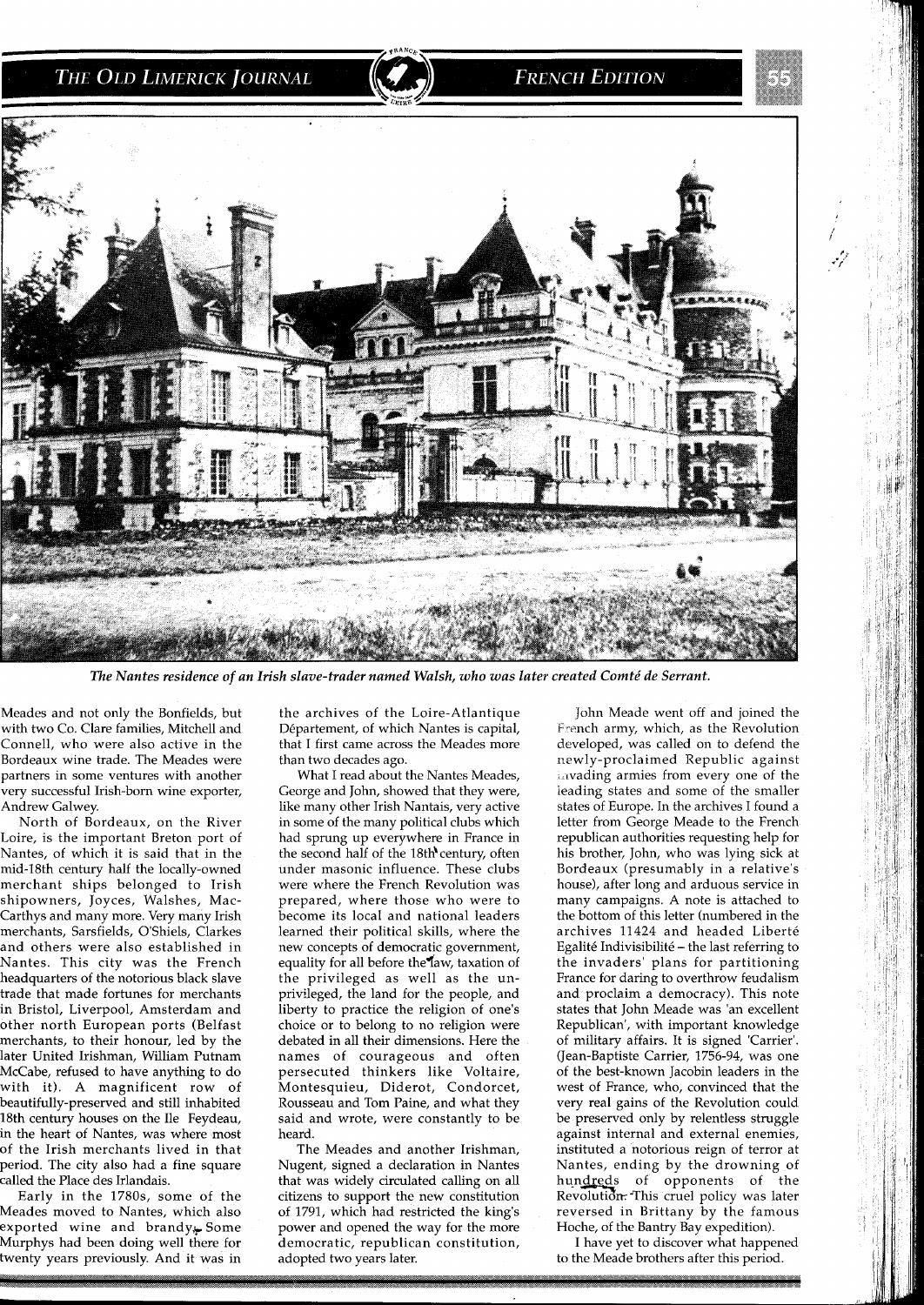*The Nantes residence of an Irish slave-trader named Walsh, who was later created Comté de Serrant.*

Meades and not only the Bonfields, but with two Co. Clare families, Mitchell and Connell, who were also active in the Bordeaux wine trade. The Meades were partners in some ventures with another very successful Irish-born wine exporter, Andrew Galwey.

North of Bordeaux, on the River Loire, is the important Breton port of Nantes, of which it is said that in the mid-18th century half the locally-owned merchant ships belonged to Irish shipowners, Joyces, Walshes, MacCarthys and many more. Very many Irish merchants, Sarsfields, O'Shiels, Clarkes and others were also established in Nantes. This city was the French headquarters of the notorious black slave trade that made fortunes for merchants in Bristol, Liverpool, Amsterdam and other north European ports (Belfast merchants, to their honour, led by the later United Irishman, William Putnam McCabe, refused to have anything to do with it). A magnificent row of beautifully-preserved and still inhabited 18th century houses on the Ile Feydeau, in the heart of Nantes, was where most of the Irish merchants lived in that period. The city also had a fine square called the Place des Irlandais.

Early in the 1780s, some of the Meades moved to Nantes, which also exported wine and brandy. Some Murphys had been doing well there for twenty years previously. And it was in the archives of the Loire-Atlantique Département, of which Nantes is capital, that I first came across the Meades more than two decades ago.

What I read about the Nantes Meades, George and John, showed that they were, like many other Irish Nantais, very active in some of the many political clubs which had sprung up everywhere in France in the second half of the 18th century, often under masonic influence. These clubs were where the French Revolution was prepared, where those who were to become its local and national leaders learned their political skills, where the new concepts of democratic government, equality for all before the law, taxation of the privileged as well as the unprivileged, the land for the people, and liberty to practice the religion of one's choice or to belong to no religion were debated in all their dimensions. Here the names of courageous and often persecuted thinkers like Voltaire, Montesquieu, Diderot, Condorcet, Rousseau and Tom Paine, and what they said and wrote, were constantly to be heard.

The Meades and another Irishman, Nugent, signed a declaration in Nantes that was widely circulated calling on all citizens to support the new constitution of 1791, which had restricted the king's power and opened the way for the more democratic, republican constitution, adopted two years later.

John Meade went off and joined the French army, which, as the Revolution developed, was called on to defend the newly-proclaimed Republic against invading armies from every one of the leading states and some of the smaller states of Europe. In the archives I found a letter from George Meade to the French republican authorities requesting help for his brother, John, who was lying sick at Bordeaux (presumably in a relative's house), after long and arduous service in many campaigns. A note is attached to the bottom of this letter (numbered in the archives 11424 and headed Liberté Egalité Indivisibilité – the last referring to the invaders' plans for partitioning France for daring to overthrow feudalism and proclaim a democracy). This note states that John Meade was 'an excellent Republican', with important knowledge of military affairs. It is signed 'Carrier'. (Jean-Baptiste Carrier, 1756-94, was one of the best-known Jacobin leaders in the west of France, who, convinced that the very real gains of the Revolution could be preserved only by relentless struggle against internal and external enemies, instituted a notorious reign of terror at Nantes, ending by the drowning of hundreds of opponents of the Revolution. This cruel policy was later reversed in Brittany by the famous Hoche, of the Bantry Bay expedition).

I have yet to discover what happened to the Meade brothers after this period.